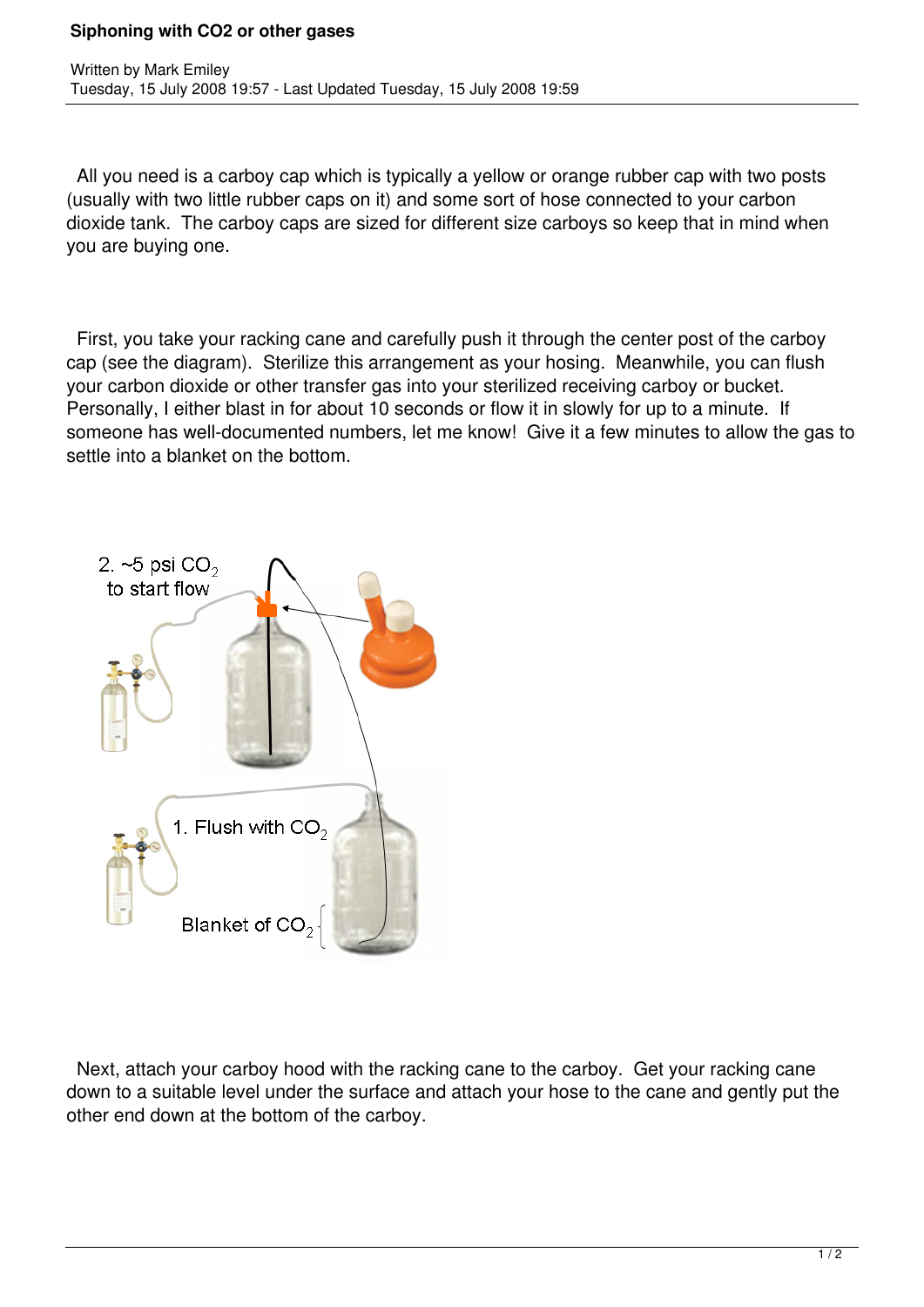# Siphoning with CO2 or other gases

Written by Mark Emiley
Tuesday, 15 July 2008 19:57 - Last Updated Tuesday, 15 July 2008 19:59

All you need is a carboy cap which is typically a yellow or orange rubber cap with two posts (usually with two little rubber caps on it) and some sort of hose connected to your carbon dioxide tank. The carboy caps are sized for different size carboys so keep that in mind when you are buying one.

First, you take your racking cane and carefully push it through the center post of the carboy cap (see the diagram). Sterilize this arrangement as your hosing. Meanwhile, you can flush your carbon dioxide or other transfer gas into your sterilized receiving carboy or bucket. Personally, I either blast in for about 10 seconds or flow it in slowly for up to a minute. If someone has well-documented numbers, let me know! Give it a few minutes to allow the gas to settle into a blanket on the bottom.

2. ~5 psi $CO_2$ to start flow

1. Flush with $CO_2$

Blanket of $CO_2$

Next, attach your carboy hood with the racking cane to the carboy. Get your racking cane down to a suitable level under the surface and attach your hose to the cane and gently put the other end down at the bottom of the carboy.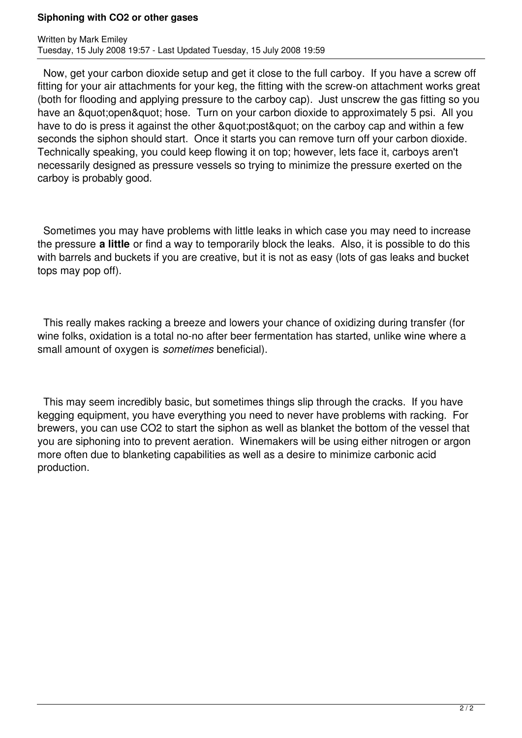Now, get your carbon dioxide setup and get it close to the full carboy. If you have a screw off fitting for your air attachments for your keg, the fitting with the screw-on attachment works great (both for flooding and applying pressure to the carboy cap). Just unscrew the gas fitting so you have an &quot;open&quot; hose. Turn on your carbon dioxide to approximately 5 psi. All you have to do is press it against the other &quot;post&quot; on the carboy cap and within a few seconds the siphon should start. Once it starts you can remove turn off your carbon dioxide. Technically speaking, you could keep flowing it on top; however, lets face it, carboys aren't necessarily designed as pressure vessels so trying to minimize the pressure exerted on the carboy is probably good.

Sometimes you may have problems with little leaks in which case you may need to increase the pressure **a little** or find a way to temporarily block the leaks. Also, it is possible to do this with barrels and buckets if you are creative, but it is not as easy (lots of gas leaks and bucket tops may pop off).

This really makes racking a breeze and lowers your chance of oxidizing during transfer (for wine folks, oxidation is a total no-no after beer fermentation has started, unlike wine where a small amount of oxygen is *sometimes* beneficial).

This may seem incredibly basic, but sometimes things slip through the cracks. If you have kegging equipment, you have everything you need to never have problems with racking. For brewers, you can use $CO_2$ to start the siphon as well as blanket the bottom of the vessel that you are siphoning into to prevent aeration. Winemakers will be using either nitrogen or argon more often due to blanketing capabilities as well as a desire to minimize carbonic acid production.